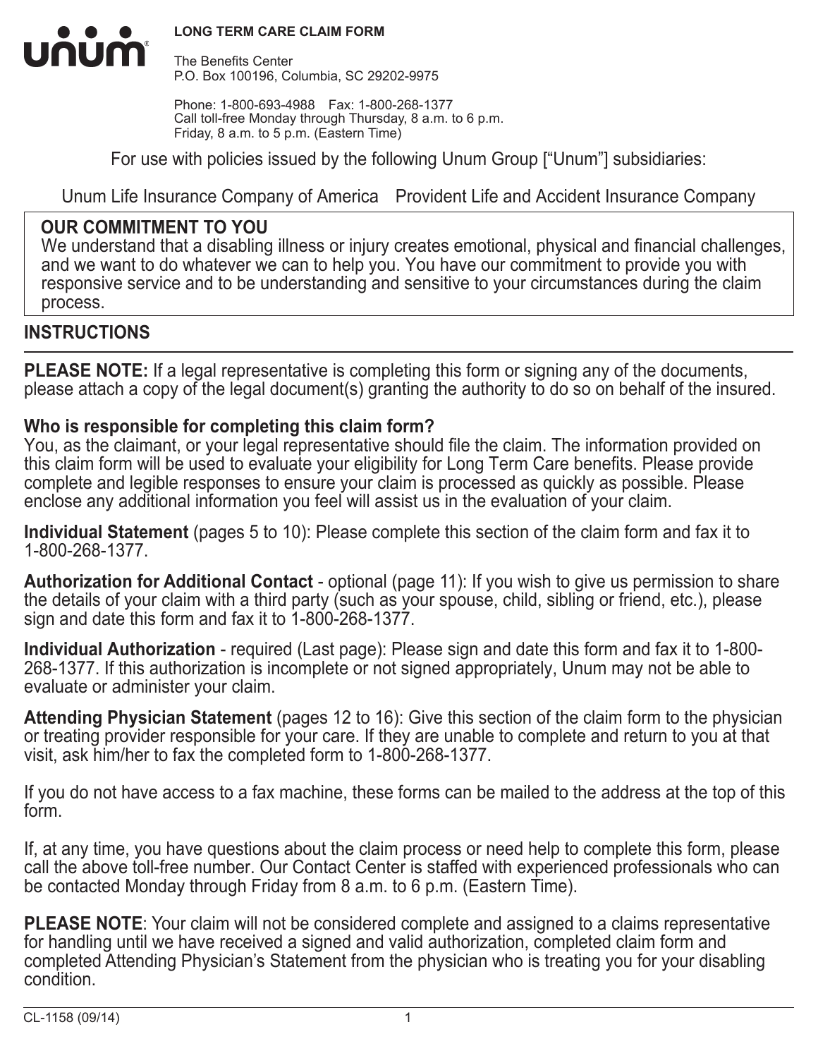unum

**LONG TERM CARE CLAIM FORM**

The Benefits Center
P.O. Box 100196, Columbia, SC 29202-9975

Phone: 1-800-693-4988  Fax: 1-800-268-1377
Call toll-free Monday through Thursday, 8 a.m. to 6 p.m.
Friday, 8 a.m. to 5 p.m. (Eastern Time)

For use with policies issued by the following Unum Group ["Unum"] subsidiaries:

Unum Life Insurance Company of America  Provident Life and Accident Insurance Company

**OUR COMMITMENT TO YOU**
We understand that a disabling illness or injury creates emotional, physical and financial challenges, and we want to do whatever we can to help you. You have our commitment to provide you with responsive service and to be understanding and sensitive to your circumstances during the claim process.

## INSTRUCTIONS

**PLEASE NOTE:** If a legal representative is completing this form or signing any of the documents, please attach a copy of the legal document(s) granting the authority to do so on behalf of the insured.

**Who is responsible for completing this claim form?**
You, as the claimant, or your legal representative should file the claim. The information provided on this claim form will be used to evaluate your eligibility for Long Term Care benefits. Please provide complete and legible responses to ensure your claim is processed as quickly as possible. Please enclose any additional information you feel will assist us in the evaluation of your claim.

**Individual Statement** (pages 5 to 10): Please complete this section of the claim form and fax it to 1-800-268-1377.

**Authorization for Additional Contact** - optional (page 11): If you wish to give us permission to share the details of your claim with a third party (such as your spouse, child, sibling or friend, etc.), please sign and date this form and fax it to 1-800-268-1377.

**Individual Authorization** - required (Last page): Please sign and date this form and fax it to 1-800-268-1377. If this authorization is incomplete or not signed appropriately, Unum may not be able to evaluate or administer your claim.

**Attending Physician Statement** (pages 12 to 16): Give this section of the claim form to the physician or treating provider responsible for your care. If they are unable to complete and return to you at that visit, ask him/her to fax the completed form to 1-800-268-1377.

If you do not have access to a fax machine, these forms can be mailed to the address at the top of this form.

If, at any time, you have questions about the claim process or need help to complete this form, please call the above toll-free number. Our Contact Center is staffed with experienced professionals who can be contacted Monday through Friday from 8 a.m. to 6 p.m. (Eastern Time).

**PLEASE NOTE**: Your claim will not be considered complete and assigned to a claims representative for handling until we have received a signed and valid authorization, completed claim form and completed Attending Physician's Statement from the physician who is treating you for your disabling condition.

CL-1158 (09/14)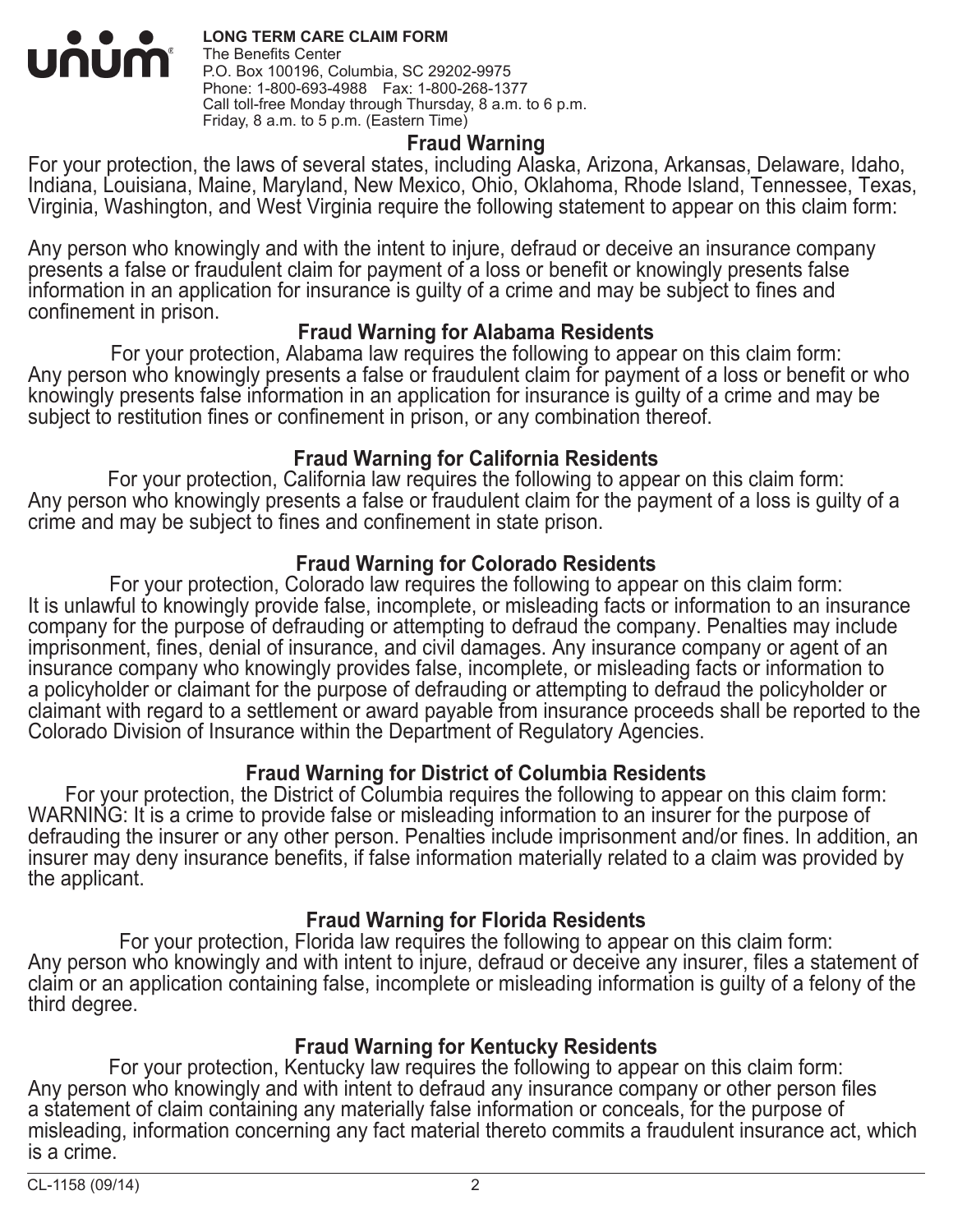**LONG TERM CARE CLAIM FORM**
The Benefits Center
P.O. Box 100196, Columbia, SC 29202-9975
Phone: 1-800-693-4988 Fax: 1-800-268-1377
Call toll-free Monday through Thursday, 8 a.m. to 6 p.m.
Friday, 8 a.m. to 5 p.m. (Eastern Time)

## Fraud Warning

For your protection, the laws of several states, including Alaska, Arizona, Arkansas, Delaware, Idaho, Indiana, Louisiana, Maine, Maryland, New Mexico, Ohio, Oklahoma, Rhode Island, Tennessee, Texas, Virginia, Washington, and West Virginia require the following statement to appear on this claim form:

Any person who knowingly and with the intent to injure, defraud or deceive an insurance company presents a false or fraudulent claim for payment of a loss or benefit or knowingly presents false information in an application for insurance is guilty of a crime and may be subject to fines and confinement in prison.

## Fraud Warning for Alabama Residents

For your protection, Alabama law requires the following to appear on this claim form:
Any person who knowingly presents a false or fraudulent claim for payment of a loss or benefit or who knowingly presents false information in an application for insurance is guilty of a crime and may be subject to restitution fines or confinement in prison, or any combination thereof.

## Fraud Warning for California Residents

For your protection, California law requires the following to appear on this claim form:
Any person who knowingly presents a false or fraudulent claim for the payment of a loss is guilty of a crime and may be subject to fines and confinement in state prison.

## Fraud Warning for Colorado Residents

For your protection, Colorado law requires the following to appear on this claim form:
It is unlawful to knowingly provide false, incomplete, or misleading facts or information to an insurance company for the purpose of defrauding or attempting to defraud the company. Penalties may include imprisonment, fines, denial of insurance, and civil damages. Any insurance company or agent of an insurance company who knowingly provides false, incomplete, or misleading facts or information to a policyholder or claimant for the purpose of defrauding or attempting to defraud the policyholder or claimant with regard to a settlement or award payable from insurance proceeds shall be reported to the Colorado Division of Insurance within the Department of Regulatory Agencies.

## Fraud Warning for District of Columbia Residents

For your protection, the District of Columbia requires the following to appear on this claim form:
WARNING: It is a crime to provide false or misleading information to an insurer for the purpose of defrauding the insurer or any other person. Penalties include imprisonment and/or fines. In addition, an insurer may deny insurance benefits, if false information materially related to a claim was provided by the applicant.

## Fraud Warning for Florida Residents

For your protection, Florida law requires the following to appear on this claim form:
Any person who knowingly and with intent to injure, defraud or deceive any insurer, files a statement of claim or an application containing false, incomplete or misleading information is guilty of a felony of the third degree.

## Fraud Warning for Kentucky Residents

For your protection, Kentucky law requires the following to appear on this claim form:
Any person who knowingly and with intent to defraud any insurance company or other person files a statement of claim containing any materially false information or conceals, for the purpose of misleading, information concerning any fact material thereto commits a fraudulent insurance act, which is a crime.

CL-1158 (09/14)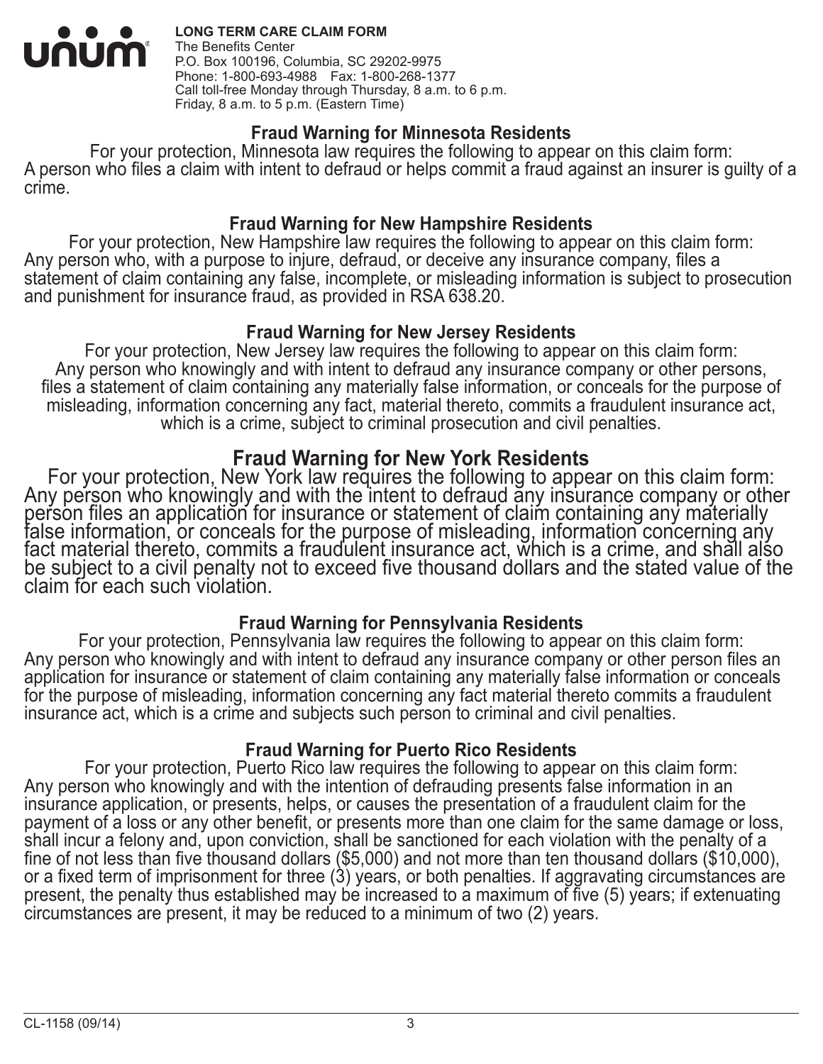**LONG TERM CARE CLAIM FORM**
The Benefits Center
P.O. Box 100196, Columbia, SC 29202-9975
Phone: 1-800-693-4988 Fax: 1-800-268-1377
Call toll-free Monday through Thursday, 8 a.m. to 6 p.m.
Friday, 8 a.m. to 5 p.m. (Eastern Time)

### Fraud Warning for Minnesota Residents

For your protection, Minnesota law requires the following to appear on this claim form:
A person who files a claim with intent to defraud or helps commit a fraud against an insurer is guilty of a crime.

### Fraud Warning for New Hampshire Residents

For your protection, New Hampshire law requires the following to appear on this claim form:
Any person who, with a purpose to injure, defraud, or deceive any insurance company, files a statement of claim containing any false, incomplete, or misleading information is subject to prosecution and punishment for insurance fraud, as provided in RSA 638.20.

### Fraud Warning for New Jersey Residents

For your protection, New Jersey law requires the following to appear on this claim form:
Any person who knowingly and with intent to defraud any insurance company or other persons, files a statement of claim containing any materially false information, or conceals for the purpose of misleading, information concerning any fact, material thereto, commits a fraudulent insurance act, which is a crime, subject to criminal prosecution and civil penalties.

## Fraud Warning for New York Residents

For your protection, New York law requires the following to appear on this claim form:
Any person who knowingly and with the intent to defraud any insurance company or other person files an application for insurance or statement of claim containing any materially false information, or conceals for the purpose of misleading, information concerning any fact material thereto, commits a fraudulent insurance act, which is a crime, and shall also be subject to a civil penalty not to exceed five thousand dollars and the stated value of the claim for each such violation.

### Fraud Warning for Pennsylvania Residents

For your protection, Pennsylvania law requires the following to appear on this claim form:
Any person who knowingly and with intent to defraud any insurance company or other person files an application for insurance or statement of claim containing any materially false information or conceals for the purpose of misleading, information concerning any fact material thereto commits a fraudulent insurance act, which is a crime and subjects such person to criminal and civil penalties.

### Fraud Warning for Puerto Rico Residents

For your protection, Puerto Rico law requires the following to appear on this claim form:
Any person who knowingly and with the intention of defrauding presents false information in an insurance application, or presents, helps, or causes the presentation of a fraudulent claim for the payment of a loss or any other benefit, or presents more than one claim for the same damage or loss, shall incur a felony and, upon conviction, shall be sanctioned for each violation with the penalty of a fine of not less than five thousand dollars ($5,000) and not more than ten thousand dollars ($10,000), or a fixed term of imprisonment for three (3) years, or both penalties. If aggravating circumstances are present, the penalty thus established may be increased to a maximum of five (5) years; if extenuating circumstances are present, it may be reduced to a minimum of two (2) years.

CL-1158 (09/14)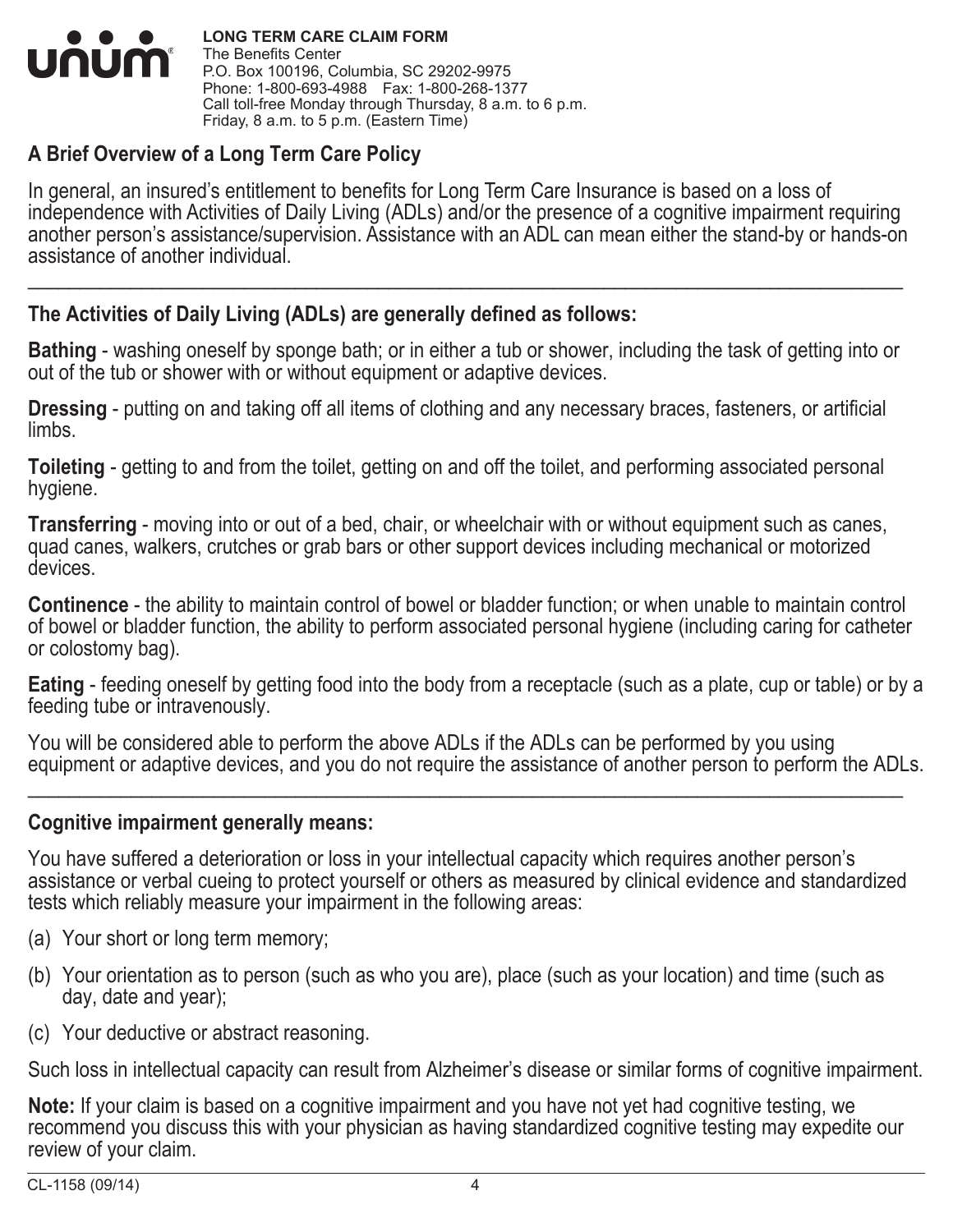**LONG TERM CARE CLAIM FORM**
The Benefits Center
P.O. Box 100196, Columbia, SC 29202-9975
Phone: 1-800-693-4988 Fax: 1-800-268-1377
Call toll-free Monday through Thursday, 8 a.m. to 6 p.m.
Friday, 8 a.m. to 5 p.m. (Eastern Time)

## A Brief Overview of a Long Term Care Policy

In general, an insured's entitlement to benefits for Long Term Care Insurance is based on a loss of independence with Activities of Daily Living (ADLs) and/or the presence of a cognitive impairment requiring another person's assistance/supervision. Assistance with an ADL can mean either the stand-by or hands-on assistance of another individual.

---

## The Activities of Daily Living (ADLs) are generally defined as follows:

**Bathing** - washing oneself by sponge bath; or in either a tub or shower, including the task of getting into or out of the tub or shower with or without equipment or adaptive devices.

**Dressing** - putting on and taking off all items of clothing and any necessary braces, fasteners, or artificial limbs.

**Toileting** - getting to and from the toilet, getting on and off the toilet, and performing associated personal hygiene.

**Transferring** - moving into or out of a bed, chair, or wheelchair with or without equipment such as canes, quad canes, walkers, crutches or grab bars or other support devices including mechanical or motorized devices.

**Continence** - the ability to maintain control of bowel or bladder function; or when unable to maintain control of bowel or bladder function, the ability to perform associated personal hygiene (including caring for catheter or colostomy bag).

**Eating** - feeding oneself by getting food into the body from a receptacle (such as a plate, cup or table) or by a feeding tube or intravenously.

You will be considered able to perform the above ADLs if the ADLs can be performed by you using equipment or adaptive devices, and you do not require the assistance of another person to perform the ADLs.

---

## Cognitive impairment generally means:

You have suffered a deterioration or loss in your intellectual capacity which requires another person's assistance or verbal cueing to protect yourself or others as measured by clinical evidence and standardized tests which reliably measure your impairment in the following areas:

(a) Your short or long term memory;

(b) Your orientation as to person (such as who you are), place (such as your location) and time (such as day, date and year);

(c) Your deductive or abstract reasoning.

Such loss in intellectual capacity can result from Alzheimer's disease or similar forms of cognitive impairment.

**Note:** If your claim is based on a cognitive impairment and you have not yet had cognitive testing, we recommend you discuss this with your physician as having standardized cognitive testing may expedite our review of your claim.

CL-1158 (09/14)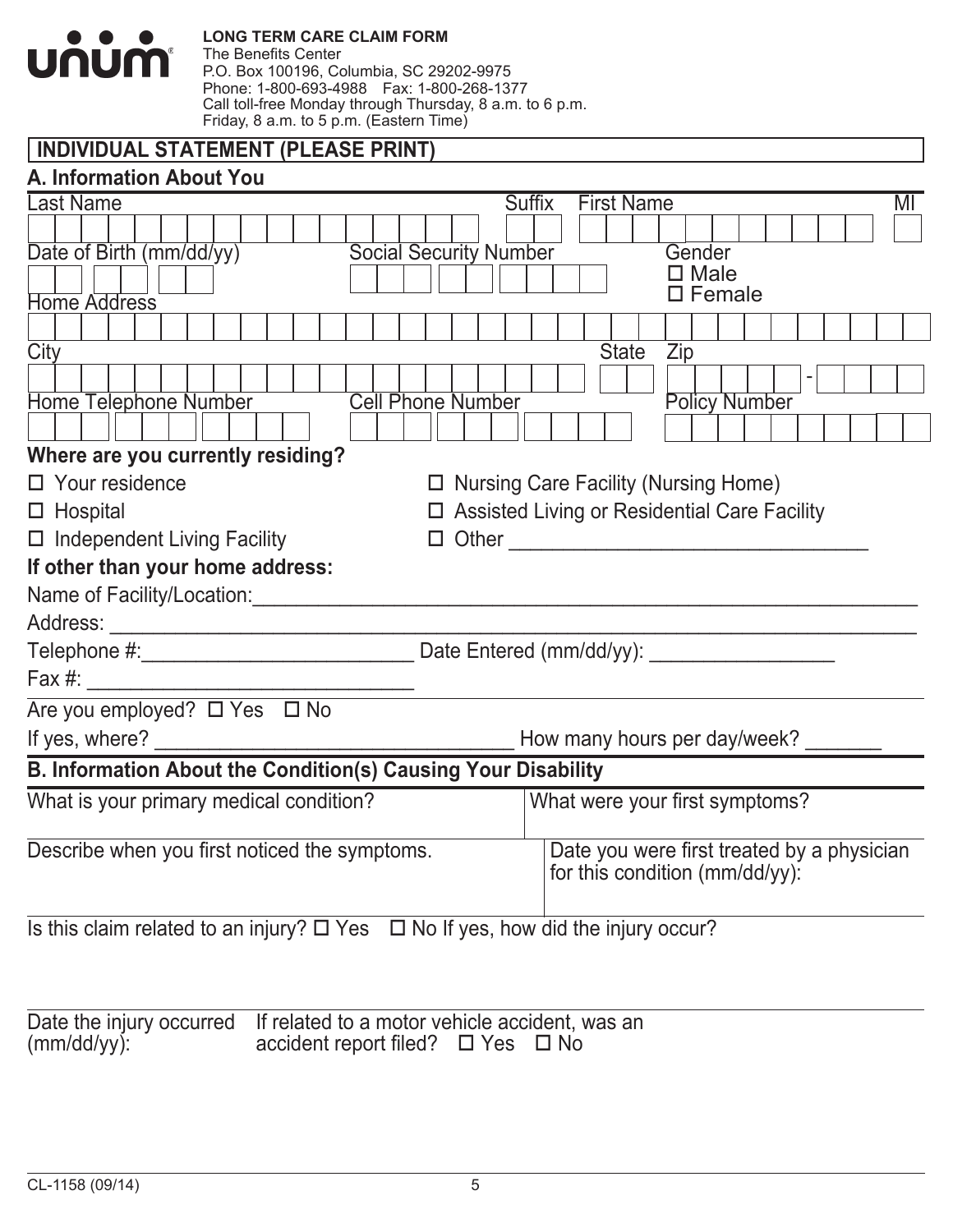**LONG TERM CARE CLAIM FORM**
The Benefits Center
P.O. Box 100196, Columbia, SC 29202-9975
Phone: 1-800-693-4988 Fax: 1-800-268-1377
Call toll-free Monday through Thursday, 8 a.m. to 6 p.m.
Friday, 8 a.m. to 5 p.m. (Eastern Time)

## INDIVIDUAL STATEMENT (PLEASE PRINT)

### A. Information About You

Last Name | Suffix | First Name | MI

Date of Birth (mm/dd/yy) | Social Security Number | Gender ☐ Male ☐ Female

Home Address

City | State | Zip

Home Telephone Number | Cell Phone Number | Policy Number

**Where are you currently residing?**

☐ Your residence
☐ Hospital
☐ Independent Living Facility
☐ Nursing Care Facility (Nursing Home)
☐ Assisted Living or Residential Care Facility
☐ Other ______________________________

**If other than your home address:**

Name of Facility/Location:______________________________

Address: ______________________________

Telephone #:______________________ Date Entered (mm/dd/yy): ________________

Fax #: ____________________________

Are you employed? ☐ Yes ☐ No

If yes, where? ______________________________ How many hours per day/week? _______

### B. Information About the Condition(s) Causing Your Disability

What is your primary medical condition? | What were your first symptoms?

Describe when you first noticed the symptoms. | Date you were first treated by a physician for this condition (mm/dd/yy):

Is this claim related to an injury? ☐ Yes ☐ No If yes, how did the injury occur?

Date the injury occurred (mm/dd/yy): | If related to a motor vehicle accident, was an accident report filed? ☐ Yes ☐ No

CL-1158 (09/14)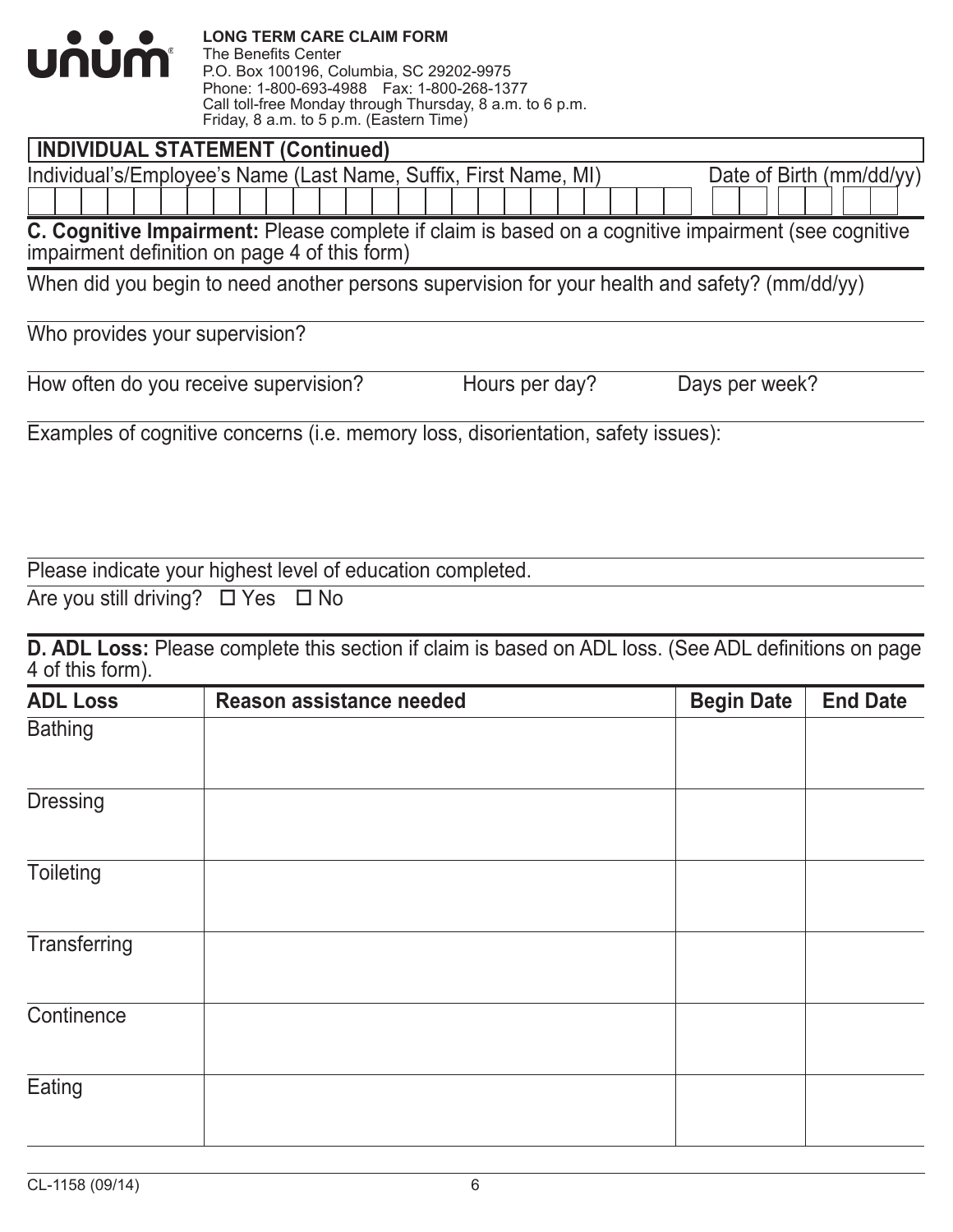**LONG TERM CARE CLAIM FORM**
The Benefits Center
P.O. Box 100196, Columbia, SC 29202-9975
Phone: 1-800-693-4988 Fax: 1-800-268-1377
Call toll-free Monday through Thursday, 8 a.m. to 6 p.m.
Friday, 8 a.m. to 5 p.m. (Eastern Time)

## INDIVIDUAL STATEMENT (Continued)

Individual's/Employee's Name (Last Name, Suffix, First Name, MI) Date of Birth (mm/dd/yy)

### C. Cognitive Impairment:

Please complete if claim is based on a cognitive impairment (see cognitive impairment definition on page 4 of this form)

When did you begin to need another persons supervision for your health and safety? (mm/dd/yy)

Who provides your supervision?

How often do you receive supervision? Hours per day? Days per week?

Examples of cognitive concerns (i.e. memory loss, disorientation, safety issues):

Please indicate your highest level of education completed.

Are you still driving? ☐ Yes ☐ No

### D. ADL Loss:

Please complete this section if claim is based on ADL loss. (See ADL definitions on page 4 of this form).

| ADL Loss | Reason assistance needed | Begin Date | End Date |
|---|---|---|---|
| Bathing | | | |
| Dressing | | | |
| Toileting | | | |
| Transferring | | | |
| Continence | | | |
| Eating | | | |

CL-1158 (09/14)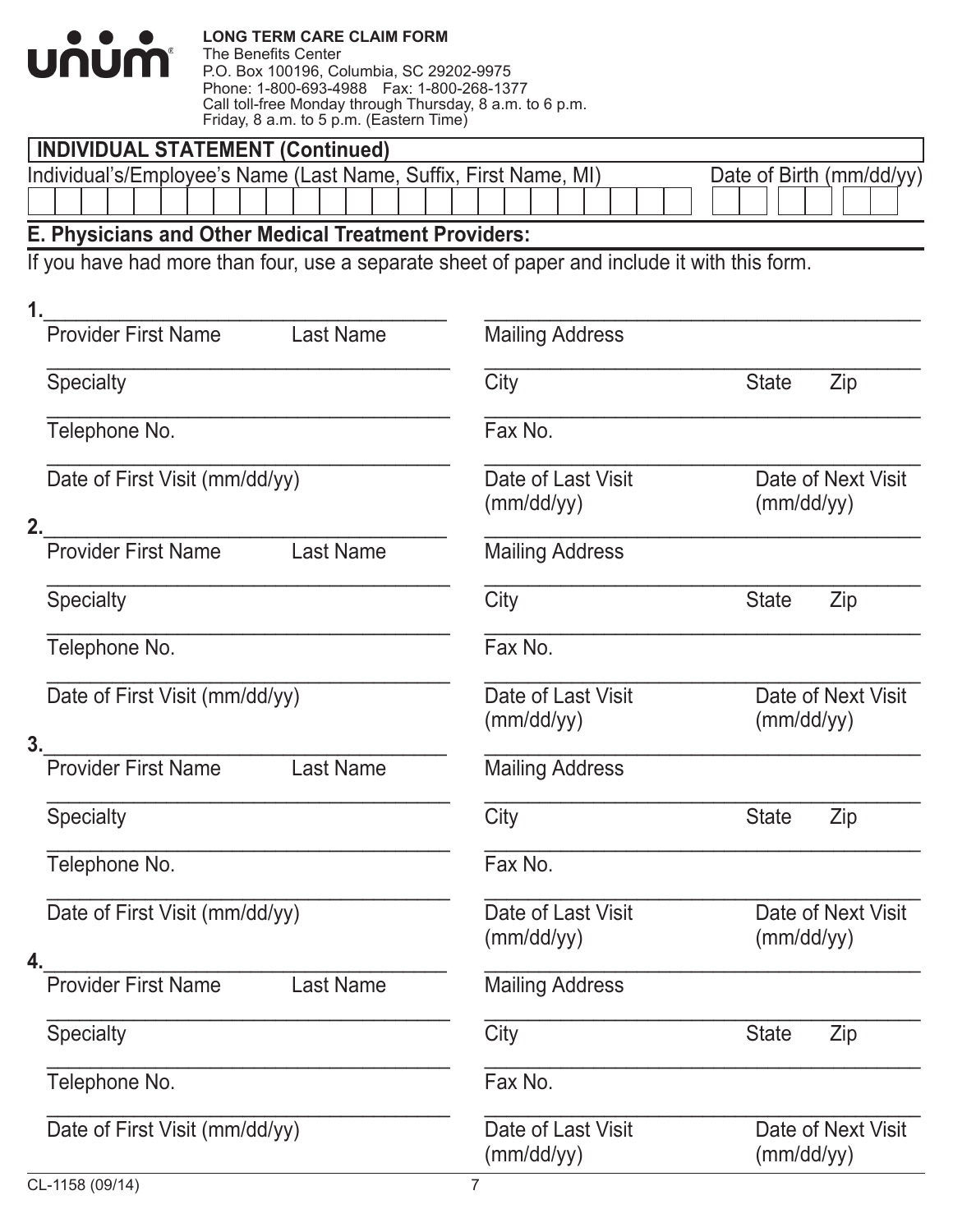**LONG TERM CARE CLAIM FORM**
The Benefits Center
P.O. Box 100196, Columbia, SC 29202-9975
Phone: 1-800-693-4988 Fax: 1-800-268-1377
Call toll-free Monday through Thursday, 8 a.m. to 6 p.m.
Friday, 8 a.m. to 5 p.m. (Eastern Time)

## INDIVIDUAL STATEMENT (Continued)

Individual's/Employee's Name (Last Name, Suffix, First Name, MI) ______________________ Date of Birth (mm/dd/yy) ____

### E. Physicians and Other Medical Treatment Providers:

If you have had more than four, use a separate sheet of paper and include it with this form.

**1.**

Provider First Name ______ Last Name ______ Mailing Address ______

Specialty ______ City ______ State ______ Zip ______

Telephone No. ______ Fax No. ______

Date of First Visit (mm/dd/yy) ______ Date of Last Visit (mm/dd/yy) ______ Date of Next Visit (mm/dd/yy) ______

**2.**

Provider First Name ______ Last Name ______ Mailing Address ______

Specialty ______ City ______ State ______ Zip ______

Telephone No. ______ Fax No. ______

Date of First Visit (mm/dd/yy) ______ Date of Last Visit (mm/dd/yy) ______ Date of Next Visit (mm/dd/yy) ______

**3.**

Provider First Name ______ Last Name ______ Mailing Address ______

Specialty ______ City ______ State ______ Zip ______

Telephone No. ______ Fax No. ______

Date of First Visit (mm/dd/yy) ______ Date of Last Visit (mm/dd/yy) ______ Date of Next Visit (mm/dd/yy) ______

**4.**

Provider First Name ______ Last Name ______ Mailing Address ______

Specialty ______ City ______ State ______ Zip ______

Telephone No. ______ Fax No. ______

Date of First Visit (mm/dd/yy) ______ Date of Last Visit (mm/dd/yy) ______ Date of Next Visit (mm/dd/yy) ______

CL-1158 (09/14)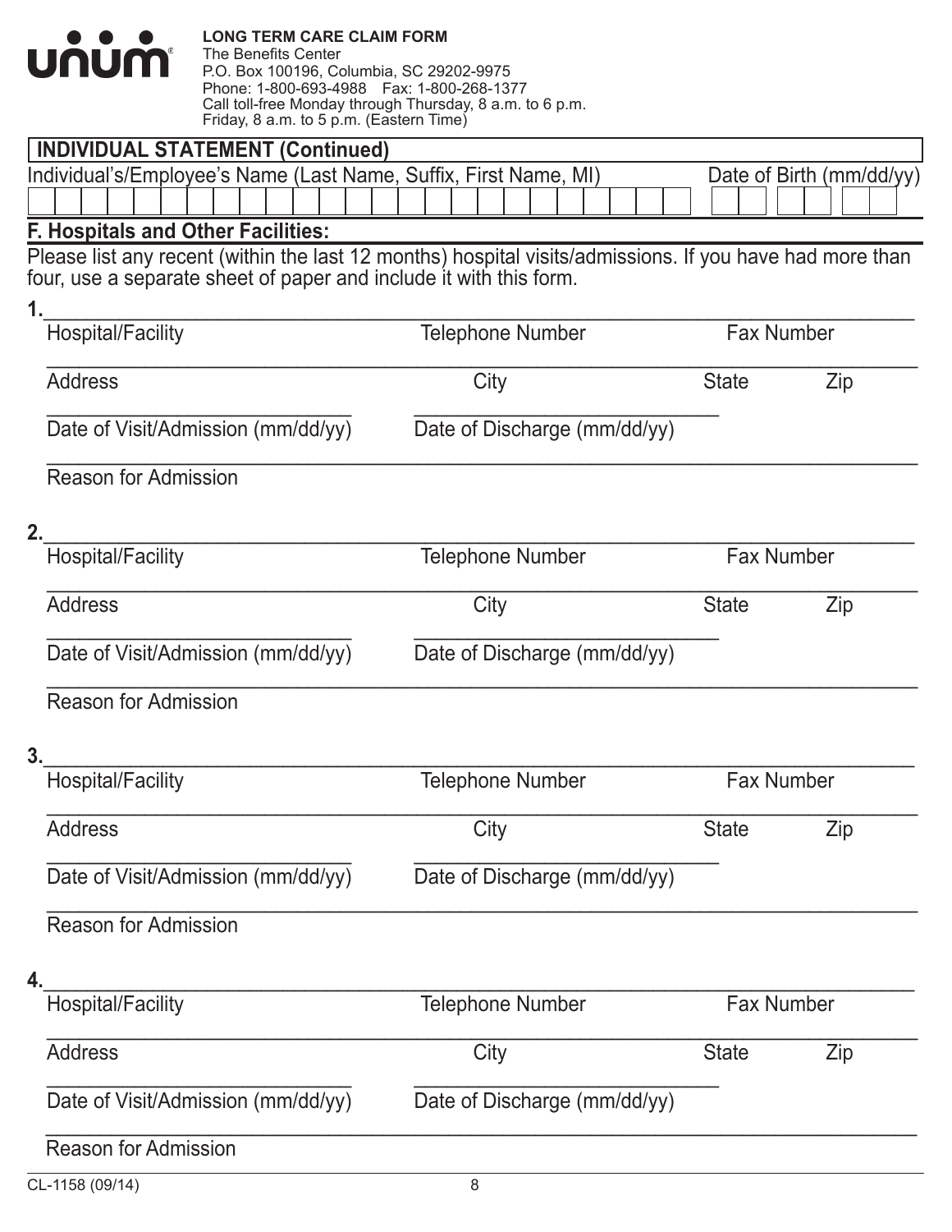**LONG TERM CARE CLAIM FORM**
The Benefits Center
P.O. Box 100196, Columbia, SC 29202-9975
Phone: 1-800-693-4988 Fax: 1-800-268-1377
Call toll-free Monday through Thursday, 8 a.m. to 6 p.m.
Friday, 8 a.m. to 5 p.m. (Eastern Time)

## INDIVIDUAL STATEMENT (Continued)

Individual's/Employee's Name (Last Name, Suffix, First Name, MI) ______________________ Date of Birth (mm/dd/yy) ________

### F. Hospitals and Other Facilities:

Please list any recent (within the last 12 months) hospital visits/admissions. If you have had more than four, use a separate sheet of paper and include it with this form.

1. ______________________________________________
Hospital/Facility ______ Telephone Number ______ Fax Number ______
Address ______ City ______ State ______ Zip ______
Date of Visit/Admission (mm/dd/yy) ______ Date of Discharge (mm/dd/yy) ______
Reason for Admission ______

2. ______________________________________________
Hospital/Facility ______ Telephone Number ______ Fax Number ______
Address ______ City ______ State ______ Zip ______
Date of Visit/Admission (mm/dd/yy) ______ Date of Discharge (mm/dd/yy) ______
Reason for Admission ______

3. ______________________________________________
Hospital/Facility ______ Telephone Number ______ Fax Number ______
Address ______ City ______ State ______ Zip ______
Date of Visit/Admission (mm/dd/yy) ______ Date of Discharge (mm/dd/yy) ______
Reason for Admission ______

4. ______________________________________________
Hospital/Facility ______ Telephone Number ______ Fax Number ______
Address ______ City ______ State ______ Zip ______
Date of Visit/Admission (mm/dd/yy) ______ Date of Discharge (mm/dd/yy) ______
Reason for Admission ______

CL-1158 (09/14)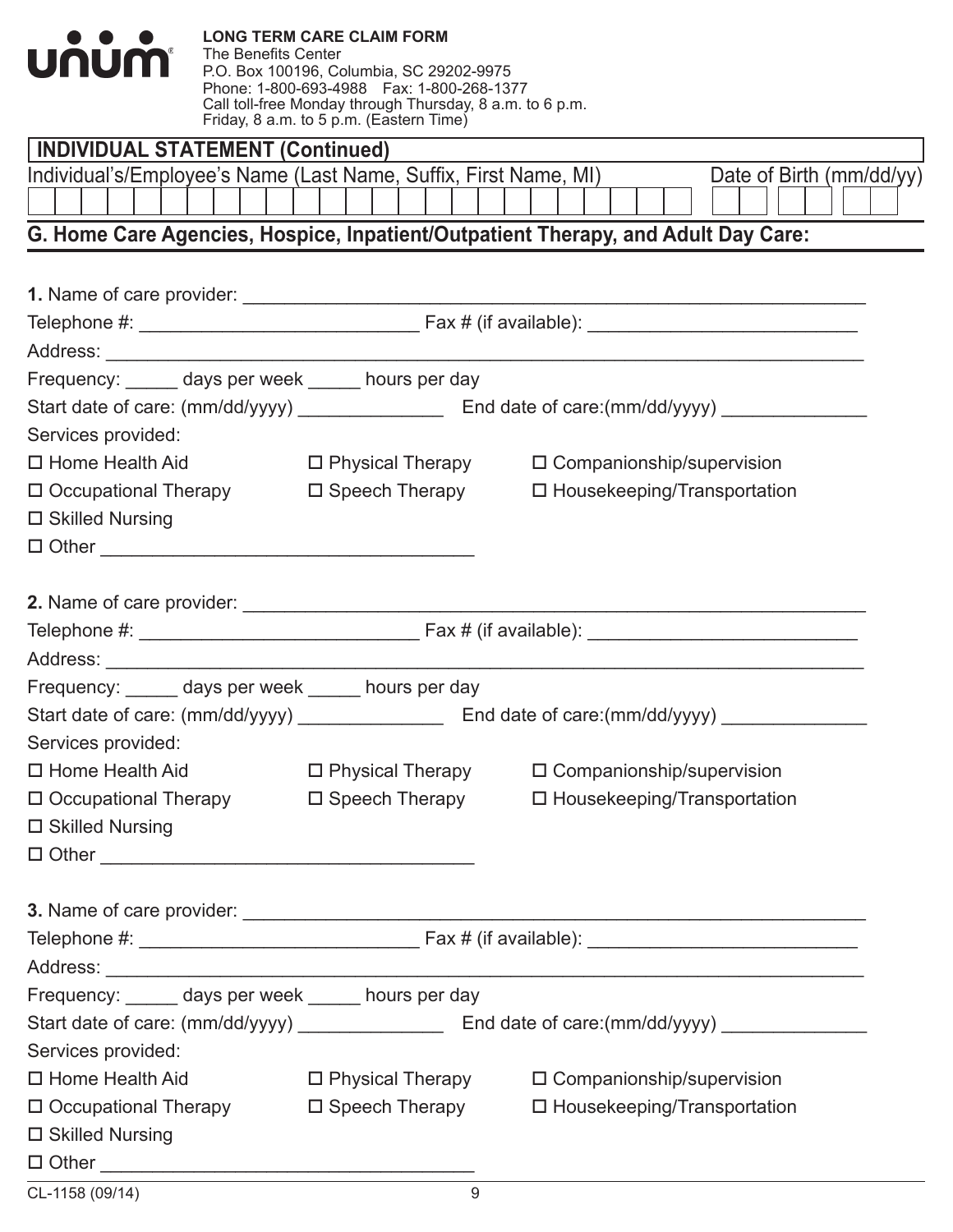**unum**

**LONG TERM CARE CLAIM FORM**
The Benefits Center
P.O. Box 100196, Columbia, SC 29202-9975
Phone: 1-800-693-4988 Fax: 1-800-268-1377
Call toll-free Monday through Thursday, 8 a.m. to 6 p.m.
Friday, 8 a.m. to 5 p.m. (Eastern Time)

## INDIVIDUAL STATEMENT (Continued)

Individual's/Employee's Name (Last Name, Suffix, First Name, MI) ______________________ Date of Birth (mm/dd/yy) ____

## G. Home Care Agencies, Hospice, Inpatient/Outpatient Therapy, and Adult Day Care:

**1.** Name of care provider: ____________________________________________

Telephone #: ______________________ Fax # (if available): ______________________

Address: ____________________________________________

Frequency: _____ days per week _____ hours per day

Start date of care: (mm/dd/yyyy) ____________ End date of care:(mm/dd/yyyy) ____________

Services provided:

☐ Home Health Aid ☐ Physical Therapy ☐ Companionship/supervision
☐ Occupational Therapy ☐ Speech Therapy ☐ Housekeeping/Transportation
☐ Skilled Nursing
☐ Other ______________________________

**2.** Name of care provider: ____________________________________________

Telephone #: ______________________ Fax # (if available): ______________________

Address: ____________________________________________

Frequency: _____ days per week _____ hours per day

Start date of care: (mm/dd/yyyy) ____________ End date of care:(mm/dd/yyyy) ____________

Services provided:

☐ Home Health Aid ☐ Physical Therapy ☐ Companionship/supervision
☐ Occupational Therapy ☐ Speech Therapy ☐ Housekeeping/Transportation
☐ Skilled Nursing
☐ Other ______________________________

**3.** Name of care provider: ____________________________________________

Telephone #: ______________________ Fax # (if available): ______________________

Address: ____________________________________________

Frequency: _____ days per week _____ hours per day

Start date of care: (mm/dd/yyyy) ____________ End date of care:(mm/dd/yyyy) ____________

Services provided:

☐ Home Health Aid ☐ Physical Therapy ☐ Companionship/supervision
☐ Occupational Therapy ☐ Speech Therapy ☐ Housekeeping/Transportation
☐ Skilled Nursing
☐ Other ______________________________

CL-1158 (09/14)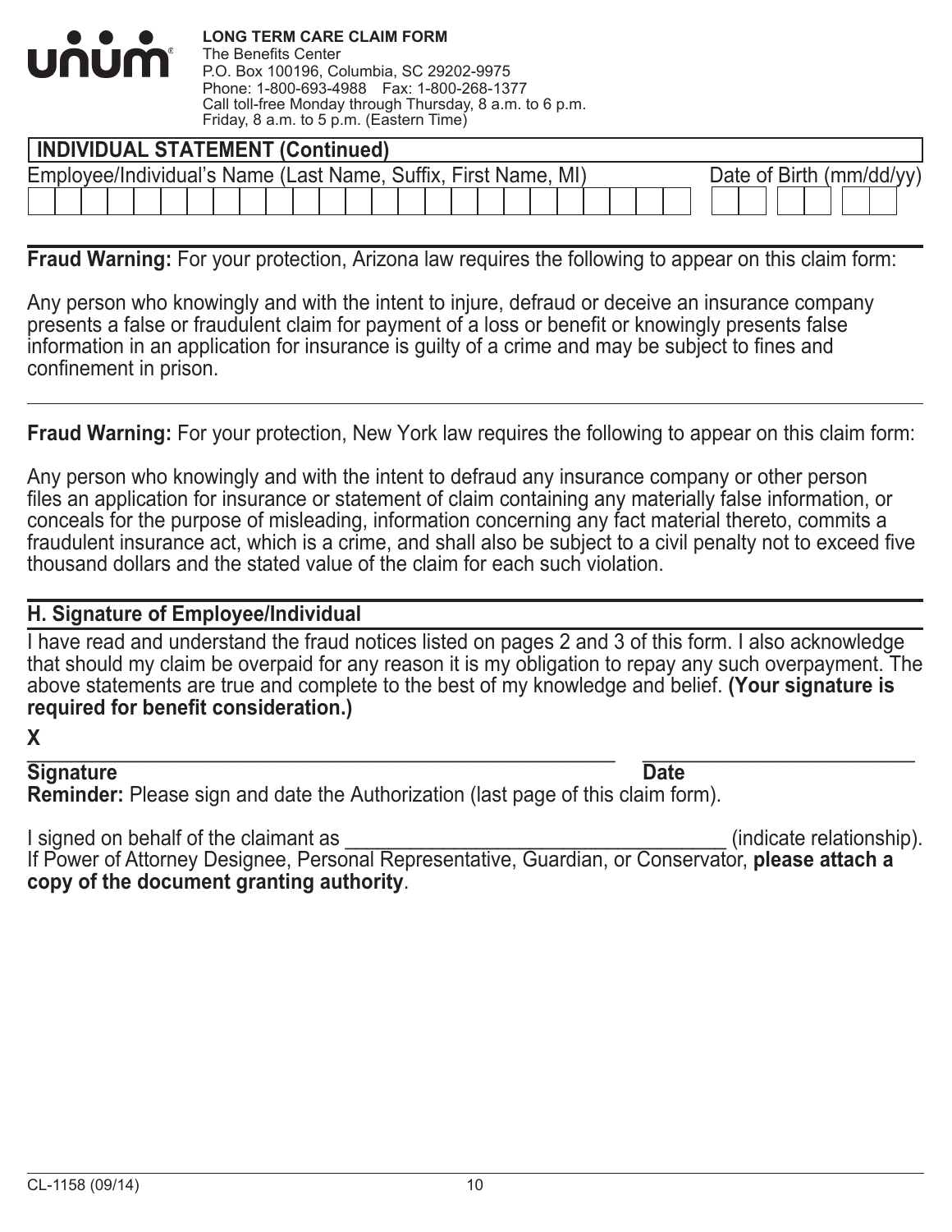**LONG TERM CARE CLAIM FORM**
The Benefits Center
P.O. Box 100196, Columbia, SC 29202-9975
Phone: 1-800-693-4988 Fax: 1-800-268-1377
Call toll-free Monday through Thursday, 8 a.m. to 6 p.m.
Friday, 8 a.m. to 5 p.m. (Eastern Time)

## INDIVIDUAL STATEMENT (Continued)

| Employee/Individual's Name (Last Name, Suffix, First Name, MI) | Date of Birth (mm/dd/yy) |
| --- | --- |
| | |

**Fraud Warning:** For your protection, Arizona law requires the following to appear on this claim form:

Any person who knowingly and with the intent to injure, defraud or deceive an insurance company presents a false or fraudulent claim for payment of a loss or benefit or knowingly presents false information in an application for insurance is guilty of a crime and may be subject to fines and confinement in prison.

**Fraud Warning:** For your protection, New York law requires the following to appear on this claim form:

Any person who knowingly and with the intent to defraud any insurance company or other person files an application for insurance or statement of claim containing any materially false information, or conceals for the purpose of misleading, information concerning any fact material thereto, commits a fraudulent insurance act, which is a crime, and shall also be subject to a civil penalty not to exceed five thousand dollars and the stated value of the claim for each such violation.

## H. Signature of Employee/Individual

I have read and understand the fraud notices listed on pages 2 and 3 of this form. I also acknowledge that should my claim be overpaid for any reason it is my obligation to repay any such overpayment. The above statements are true and complete to the best of my knowledge and belief. **(Your signature is required for benefit consideration.)**

**X** ______________________________________________ ________________________
**Signature** **Date**

**Reminder:** Please sign and date the Authorization (last page of this claim form).

I signed on behalf of the claimant as ________________________________ (indicate relationship).
If Power of Attorney Designee, Personal Representative, Guardian, or Conservator, **please attach a copy of the document granting authority**.

CL-1158 (09/14)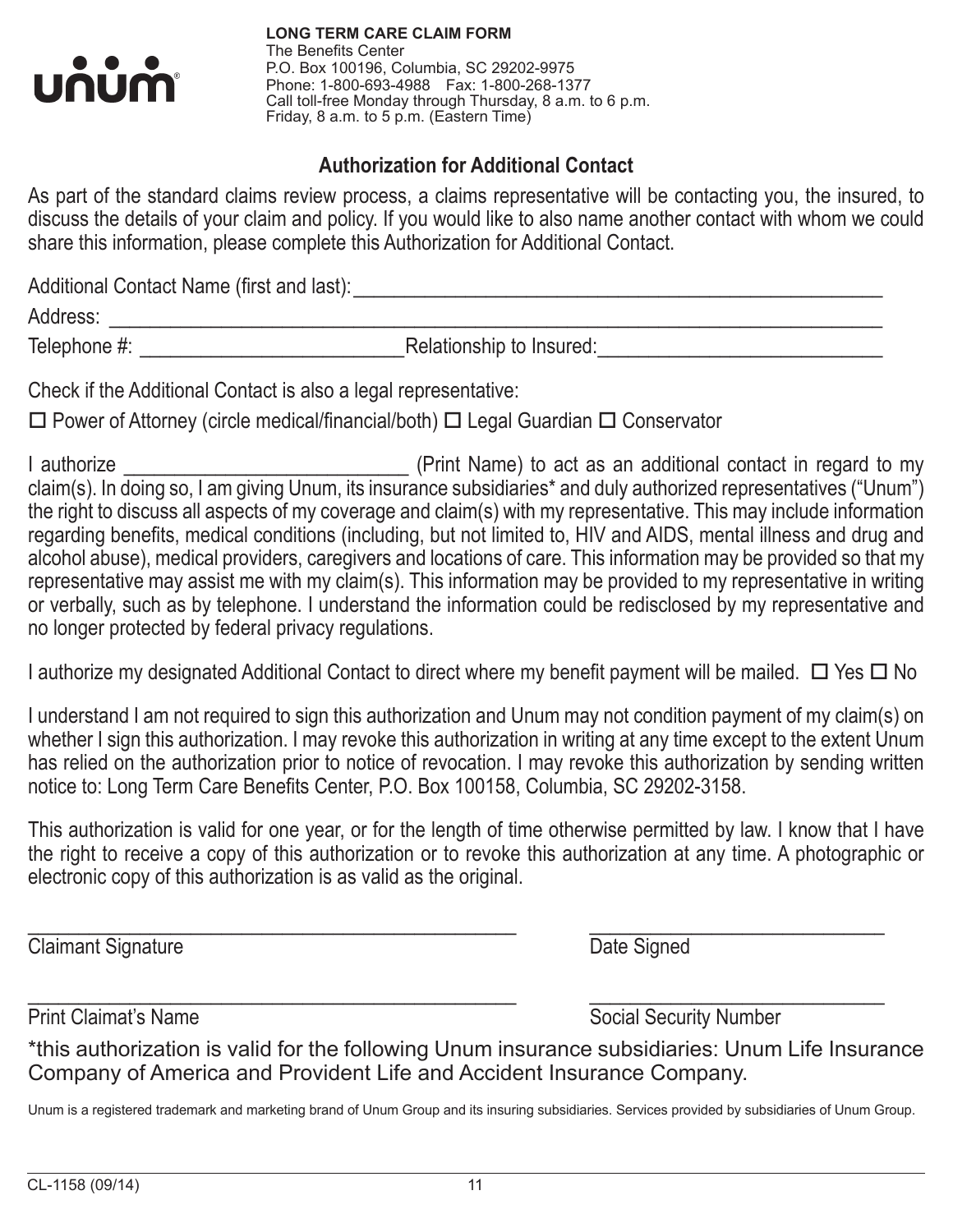unum®

**LONG TERM CARE CLAIM FORM**
The Benefits Center
P.O. Box 100196, Columbia, SC 29202-9975
Phone: 1-800-693-4988 Fax: 1-800-268-1377
Call toll-free Monday through Thursday, 8 a.m. to 6 p.m.
Friday, 8 a.m. to 5 p.m. (Eastern Time)

## Authorization for Additional Contact

As part of the standard claims review process, a claims representative will be contacting you, the insured, to discuss the details of your claim and policy. If you would like to also name another contact with whom we could share this information, please complete this Authorization for Additional Contact.

Additional Contact Name (first and last): ____________________________________________

Address: ____________________________________________________________________

Telephone #: ______________________ Relationship to Insured: ________________________

Check if the Additional Contact is also a legal representative:

☐ Power of Attorney (circle medical/financial/both) ☐ Legal Guardian ☐ Conservator

I authorize ________________________ (Print Name) to act as an additional contact in regard to my claim(s). In doing so, I am giving Unum, its insurance subsidiaries* and duly authorized representatives ("Unum") the right to discuss all aspects of my coverage and claim(s) with my representative. This may include information regarding benefits, medical conditions (including, but not limited to, HIV and AIDS, mental illness and drug and alcohol abuse), medical providers, caregivers and locations of care. This information may be provided so that my representative may assist me with my claim(s). This information may be provided to my representative in writing or verbally, such as by telephone. I understand the information could be redisclosed by my representative and no longer protected by federal privacy regulations.

I authorize my designated Additional Contact to direct where my benefit payment will be mailed. ☐ Yes ☐ No

I understand I am not required to sign this authorization and Unum may not condition payment of my claim(s) on whether I sign this authorization. I may revoke this authorization in writing at any time except to the extent Unum has relied on the authorization prior to notice of revocation. I may revoke this authorization by sending written notice to: Long Term Care Benefits Center, P.O. Box 100158, Columbia, SC 29202-3158.

This authorization is valid for one year, or for the length of time otherwise permitted by law. I know that I have the right to receive a copy of this authorization or to revoke this authorization at any time. A photographic or electronic copy of this authorization is as valid as the original.

_________________________________________ ________________________
Claimant Signature Date Signed

_________________________________________ ________________________
Print Claimat's Name Social Security Number

*this authorization is valid for the following Unum insurance subsidiaries: Unum Life Insurance Company of America and Provident Life and Accident Insurance Company.

Unum is a registered trademark and marketing brand of Unum Group and its insuring subsidiaries. Services provided by subsidiaries of Unum Group.

CL-1158 (09/14)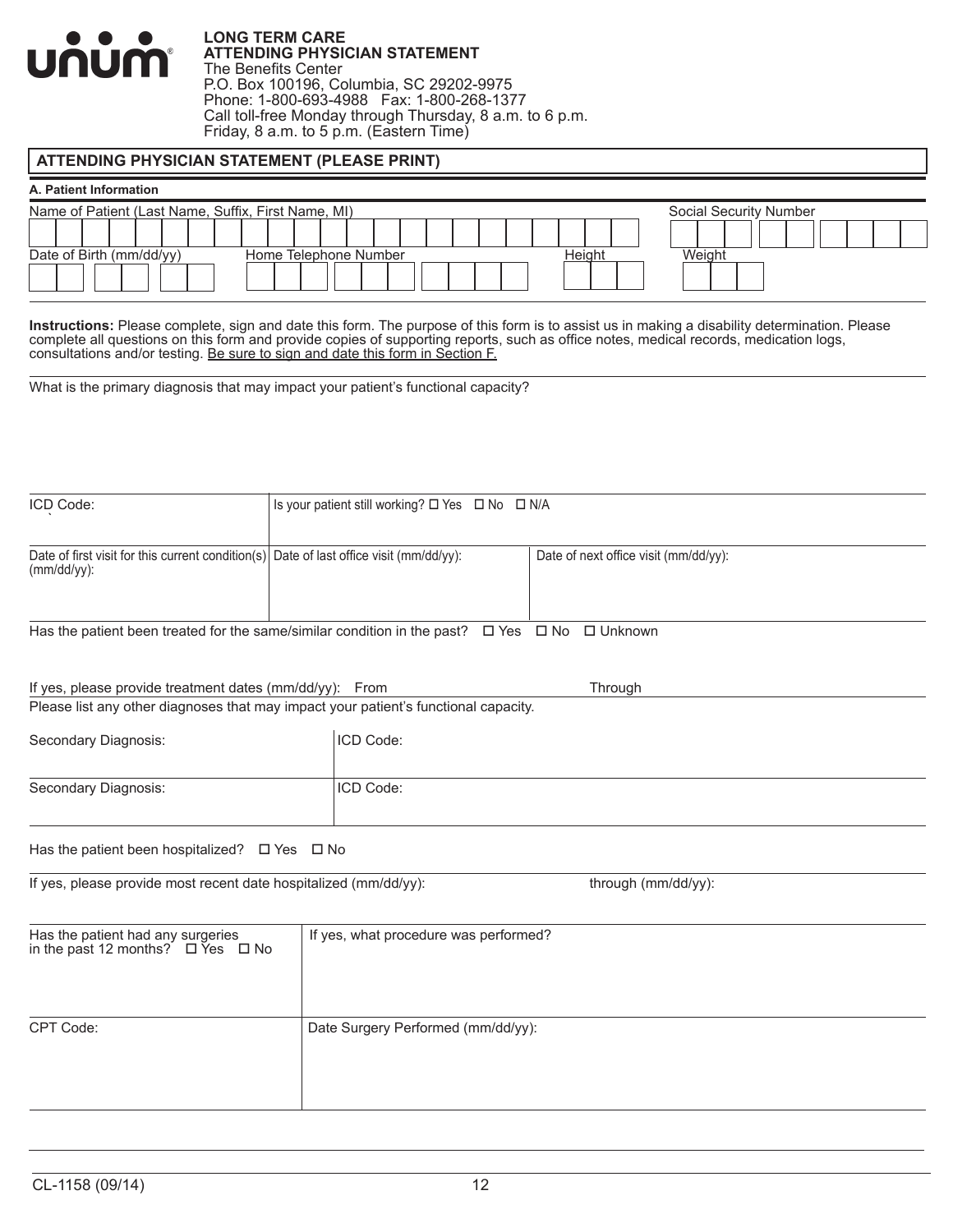**LONG TERM CARE**
**ATTENDING PHYSICIAN STATEMENT**
The Benefits Center
P.O. Box 100196, Columbia, SC 29202-9975
Phone: 1-800-693-4988 Fax: 1-800-268-1377
Call toll-free Monday through Thursday, 8 a.m. to 6 p.m.
Friday, 8 a.m. to 5 p.m. (Eastern Time)

## ATTENDING PHYSICIAN STATEMENT (PLEASE PRINT)

**A. Patient Information**

| Name of Patient (Last Name, Suffix, First Name, MI) | | | Social Security Number |
|---|---|---|---|
| | | | |
| **Date of Birth (mm/dd/yy)** | **Home Telephone Number** | **Height** | **Weight** |
| | | | |

**Instructions:** Please complete, sign and date this form. The purpose of this form is to assist us in making a disability determination. Please complete all questions on this form and provide copies of supporting reports, such as office notes, medical records, medication logs, consultations and/or testing. Be sure to sign and date this form in Section F.

What is the primary diagnosis that may impact your patient's functional capacity?

| ICD Code: | Is your patient still working? ☐ Yes ☐ No ☐ N/A | |
|---|---|---|
| Date of first visit for this current condition(s) (mm/dd/yy): | Date of last office visit (mm/dd/yy): | Date of next office visit (mm/dd/yy): |

Has the patient been treated for the same/similar condition in the past? ☐ Yes ☐ No ☐ Unknown

If yes, please provide treatment dates (mm/dd/yy): From Through

Please list any other diagnoses that may impact your patient's functional capacity.

| Secondary Diagnosis: | ICD Code: |
|---|---|
| Secondary Diagnosis: | ICD Code: |

Has the patient been hospitalized? ☐ Yes ☐ No

If yes, please provide most recent date hospitalized (mm/dd/yy): through (mm/dd/yy):

| Has the patient had any surgeries in the past 12 months? ☐ Yes ☐ No | If yes, what procedure was performed? |
|---|---|
| CPT Code: | Date Surgery Performed (mm/dd/yy): |

CL-1158 (09/14)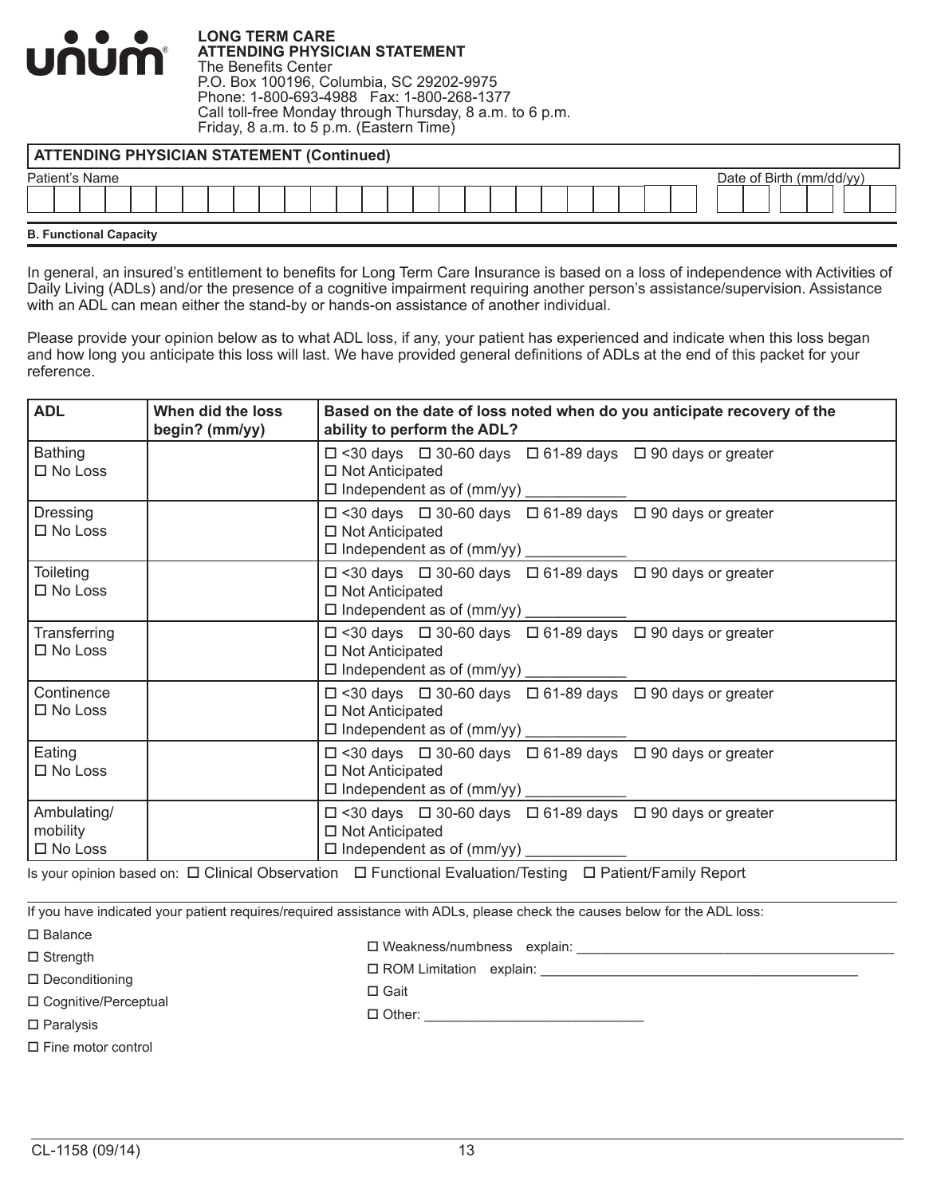# LONG TERM CARE ATTENDING PHYSICIAN STATEMENT

The Benefits Center
P.O. Box 100196, Columbia, SC 29202-9975
Phone: 1-800-693-4988 Fax: 1-800-268-1377
Call toll-free Monday through Thursday, 8 a.m. to 6 p.m.
Friday, 8 a.m. to 5 p.m. (Eastern Time)

## ATTENDING PHYSICIAN STATEMENT (Continued)

Patient's Name

Date of Birth (mm/dd/yy)

### B. Functional Capacity

In general, an insured's entitlement to benefits for Long Term Care Insurance is based on a loss of independence with Activities of Daily Living (ADLs) and/or the presence of a cognitive impairment requiring another person's assistance/supervision. Assistance with an ADL can mean either the stand-by or hands-on assistance of another individual.

Please provide your opinion below as to what ADL loss, if any, your patient has experienced and indicate when this loss began and how long you anticipate this loss will last. We have provided general definitions of ADLs at the end of this packet for your reference.

| ADL | When did the loss begin? (mm/yy) | Based on the date of loss noted when do you anticipate recovery of the ability to perform the ADL? |
|---|---|---|
| Bathing<br>☐ No Loss | | ☐ <30 days ☐ 30-60 days ☐ 61-89 days ☐ 90 days or greater<br>☐ Not Anticipated<br>☐ Independent as of (mm/yy) ___________ |
| Dressing<br>☐ No Loss | | ☐ <30 days ☐ 30-60 days ☐ 61-89 days ☐ 90 days or greater<br>☐ Not Anticipated<br>☐ Independent as of (mm/yy) ___________ |
| Toileting<br>☐ No Loss | | ☐ <30 days ☐ 30-60 days ☐ 61-89 days ☐ 90 days or greater<br>☐ Not Anticipated<br>☐ Independent as of (mm/yy) ___________ |
| Transferring<br>☐ No Loss | | ☐ <30 days ☐ 30-60 days ☐ 61-89 days ☐ 90 days or greater<br>☐ Not Anticipated<br>☐ Independent as of (mm/yy) ___________ |
| Continence<br>☐ No Loss | | ☐ <30 days ☐ 30-60 days ☐ 61-89 days ☐ 90 days or greater<br>☐ Not Anticipated<br>☐ Independent as of (mm/yy) ___________ |
| Eating<br>☐ No Loss | | ☐ <30 days ☐ 30-60 days ☐ 61-89 days ☐ 90 days or greater<br>☐ Not Anticipated<br>☐ Independent as of (mm/yy) ___________ |
| Ambulating/ mobility<br>☐ No Loss | | ☐ <30 days ☐ 30-60 days ☐ 61-89 days ☐ 90 days or greater<br>☐ Not Anticipated<br>☐ Independent as of (mm/yy) ___________ |

Is your opinion based on: ☐ Clinical Observation ☐ Functional Evaluation/Testing ☐ Patient/Family Report

If you have indicated your patient requires/required assistance with ADLs, please check the causes below for the ADL loss:

☐ Balance
☐ Strength
☐ Deconditioning
☐ Cognitive/Perceptual
☐ Paralysis
☐ Fine motor control
☐ Weakness/numbness explain: ______________________________________
☐ ROM Limitation explain: ______________________________________
☐ Gait
☐ Other: ____________________________

CL-1158 (09/14)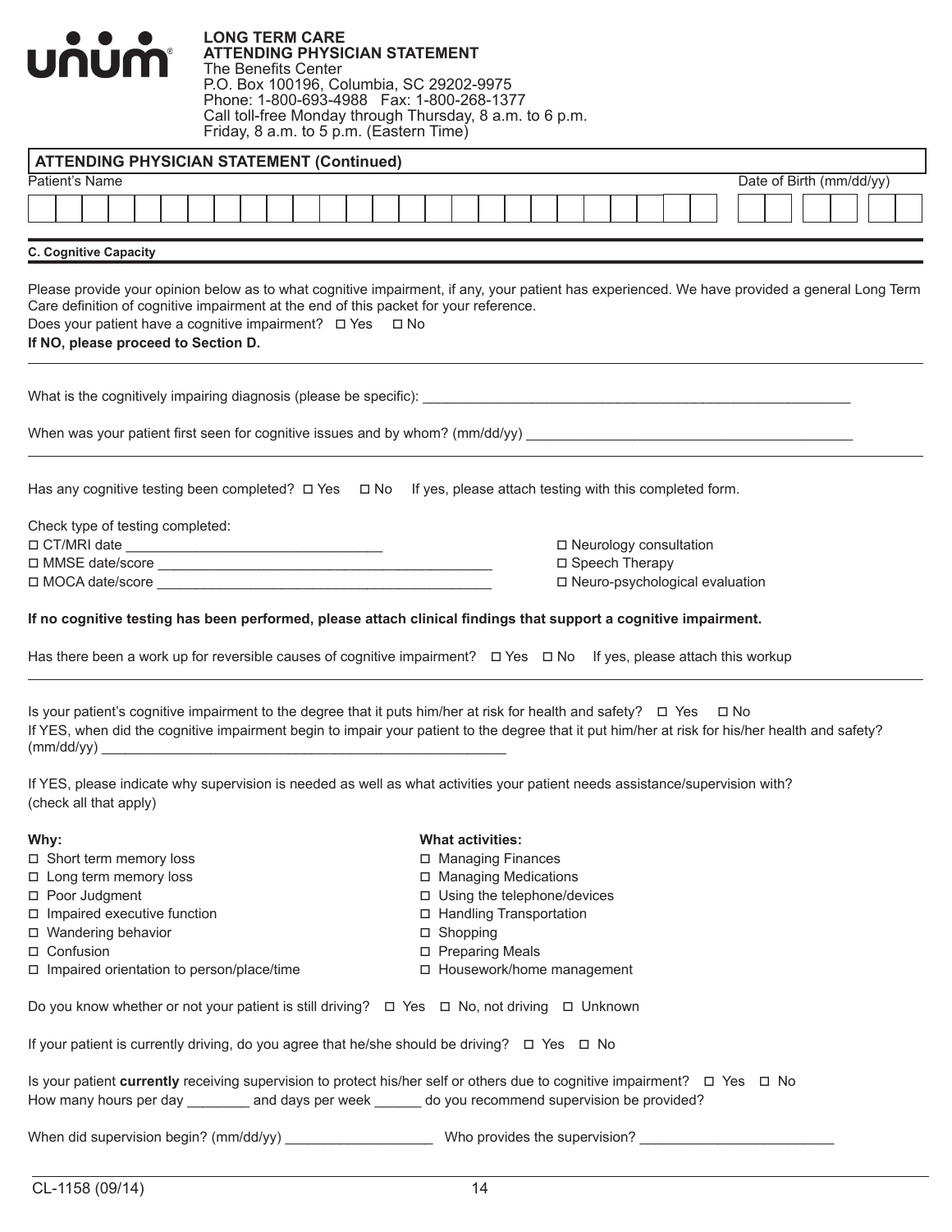# LONG TERM CARE
## ATTENDING PHYSICIAN STATEMENT

The Benefits Center
P.O. Box 100196, Columbia, SC 29202-9975
Phone: 1-800-693-4988 Fax: 1-800-268-1377
Call toll-free Monday through Thursday, 8 a.m. to 6 p.m.
Friday, 8 a.m. to 5 p.m. (Eastern Time)

## ATTENDING PHYSICIAN STATEMENT (Continued)

Patient's Name | Date of Birth (mm/dd/yy)

### C. Cognitive Capacity

Please provide your opinion below as to what cognitive impairment, if any, your patient has experienced. We have provided a general Long Term Care definition of cognitive impairment at the end of this packet for your reference.

Does your patient have a cognitive impairment? ☐ Yes ☐ No

**If NO, please proceed to Section D.**

What is the cognitively impairing diagnosis (please be specific): ____________________

When was your patient first seen for cognitive issues and by whom? (mm/dd/yy) ____________________

Has any cognitive testing been completed? ☐ Yes ☐ No If yes, please attach testing with this completed form.

Check type of testing completed:

- ☐ CT/MRI date ____________________
- ☐ MMSE date/score ____________________
- ☐ MOCA date/score ____________________
- ☐ Neurology consultation
- ☐ Speech Therapy
- ☐ Neuro-psychological evaluation

**If no cognitive testing has been performed, please attach clinical findings that support a cognitive impairment.**

Has there been a work up for reversible causes of cognitive impairment? ☐ Yes ☐ No If yes, please attach this workup

Is your patient's cognitive impairment to the degree that it puts him/her at risk for health and safety? ☐ Yes ☐ No

If YES, when did the cognitive impairment begin to impair your patient to the degree that it put him/her at risk for his/her health and safety? (mm/dd/yy) ____________________

If YES, please indicate why supervision is needed as well as what activities your patient needs assistance/supervision with? (check all that apply)

**Why:**

- ☐ Short term memory loss
- ☐ Long term memory loss
- ☐ Poor Judgment
- ☐ Impaired executive function
- ☐ Wandering behavior
- ☐ Confusion
- ☐ Impaired orientation to person/place/time

**What activities:**

- ☐ Managing Finances
- ☐ Managing Medications
- ☐ Using the telephone/devices
- ☐ Handling Transportation
- ☐ Shopping
- ☐ Preparing Meals
- ☐ Housework/home management

Do you know whether or not your patient is still driving? ☐ Yes ☐ No, not driving ☐ Unknown

If your patient is currently driving, do you agree that he/she should be driving? ☐ Yes ☐ No

Is your patient **currently** receiving supervision to protect his/her self or others due to cognitive impairment? ☐ Yes ☐ No

How many hours per day ________ and days per week ______ do you recommend supervision be provided?

When did supervision begin? (mm/dd/yy) ____________________ Who provides the supervision? ____________________

CL-1158 (09/14)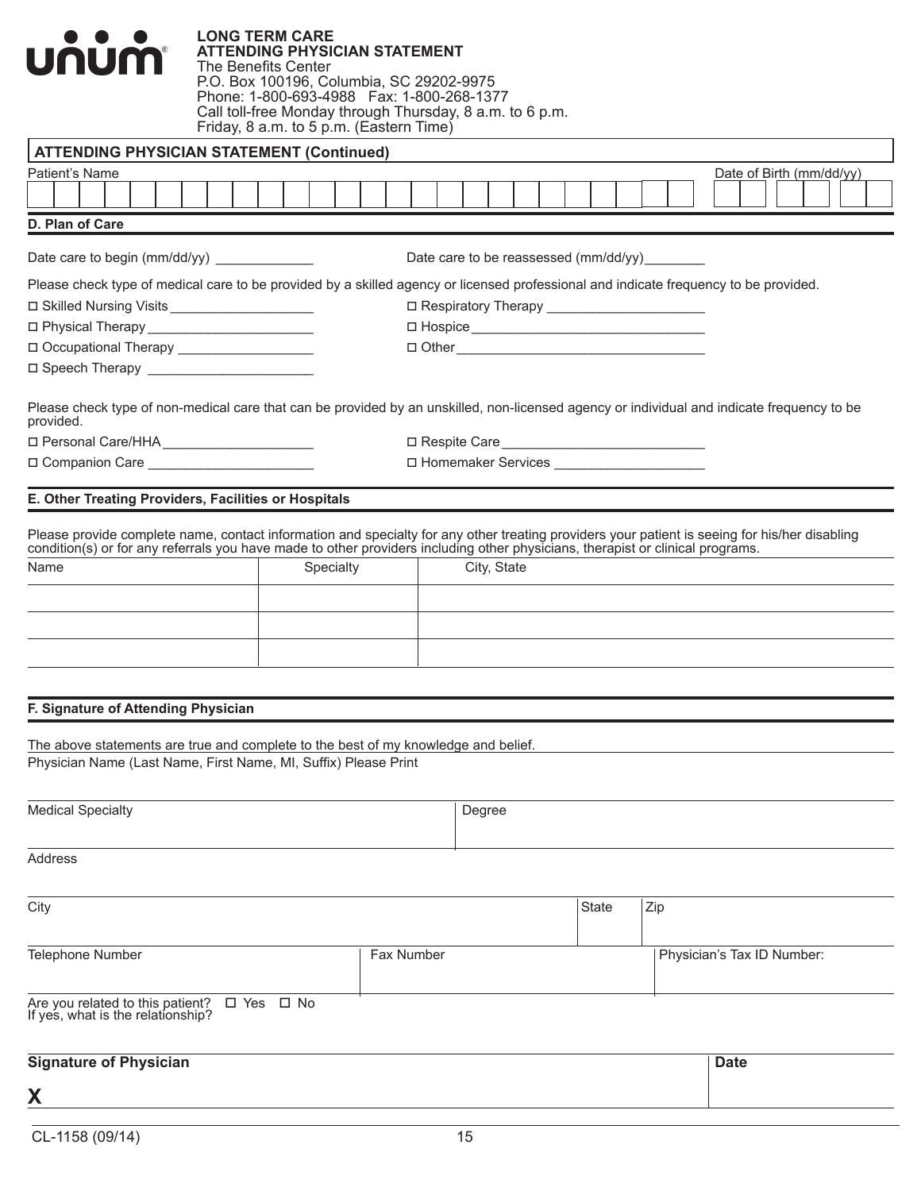**unum**

**LONG TERM CARE**
**ATTENDING PHYSICIAN STATEMENT**
The Benefits Center
P.O. Box 100196, Columbia, SC 29202-9975
Phone: 1-800-693-4988 Fax: 1-800-268-1377
Call toll-free Monday through Thursday, 8 a.m. to 6 p.m.
Friday, 8 a.m. to 5 p.m. (Eastern Time)

## ATTENDING PHYSICIAN STATEMENT (Continued)

Patient's Name ______________________________ Date of Birth (mm/dd/yy) ____________

## D. Plan of Care

Date care to begin (mm/dd/yy) _____________ Date care to be reassessed (mm/dd/yy)________

Please check type of medical care to be provided by a skilled agency or licensed professional and indicate frequency to be provided.

- ☐ Skilled Nursing Visits ___________________
- ☐ Physical Therapy ______________________
- ☐ Occupational Therapy __________________
- ☐ Speech Therapy ______________________
- ☐ Respiratory Therapy _____________________
- ☐ Hospice ________________________________
- ☐ Other _________________________________

Please check type of non-medical care that can be provided by an unskilled, non-licensed agency or individual and indicate frequency to be provided.

- ☐ Personal Care/HHA ____________________
- ☐ Companion Care ______________________
- ☐ Respite Care ___________________________
- ☐ Homemaker Services ____________________

## E. Other Treating Providers, Facilities or Hospitals

Please provide complete name, contact information and specialty for any other treating providers your patient is seeing for his/her disabling condition(s) or for any referrals you have made to other providers including other physicians, therapist or clinical programs.

| Name | Specialty | City, State |
|---|---|---|
| | | |
| | | |
| | | |

## F. Signature of Attending Physician

The above statements are true and complete to the best of my knowledge and belief.

Physician Name (Last Name, First Name, MI, Suffix) Please Print

| Medical Specialty | Degree |
|---|---|
| | |

Address

| City | State | Zip |
|---|---|---|
| | | |

| Telephone Number | Fax Number | Physician's Tax ID Number: |
|---|---|---|
| | | |

Are you related to this patient? ☐ Yes ☐ No
If yes, what is the relationship?

| **Signature of Physician** | **Date** |
|---|---|
| **X** | |

CL-1158 (09/14)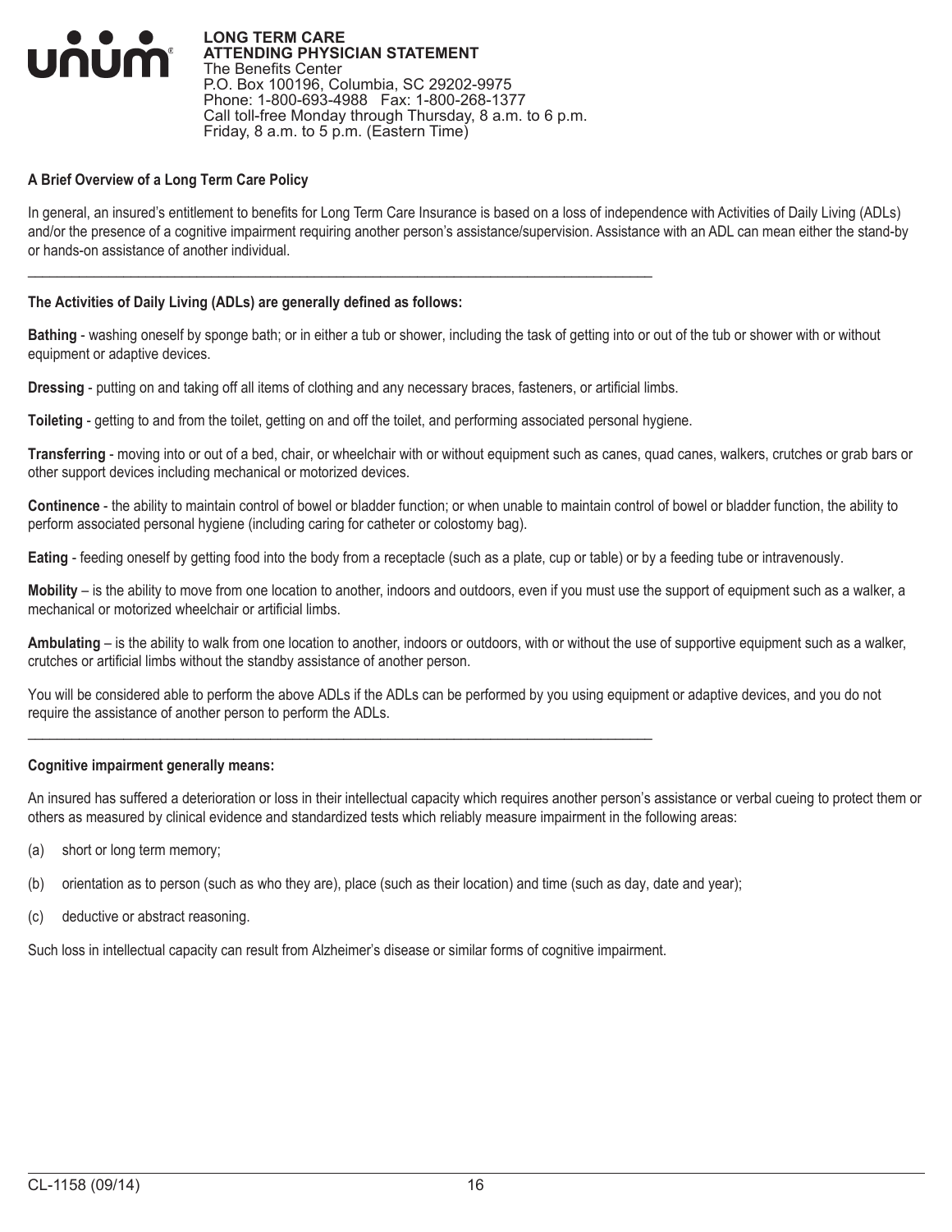**LONG TERM CARE**
**ATTENDING PHYSICIAN STATEMENT**
The Benefits Center
P.O. Box 100196, Columbia, SC 29202-9975
Phone: 1-800-693-4988 Fax: 1-800-268-1377
Call toll-free Monday through Thursday, 8 a.m. to 6 p.m.
Friday, 8 a.m. to 5 p.m. (Eastern Time)

### A Brief Overview of a Long Term Care Policy

In general, an insured's entitlement to benefits for Long Term Care Insurance is based on a loss of independence with Activities of Daily Living (ADLs) and/or the presence of a cognitive impairment requiring another person's assistance/supervision. Assistance with an ADL can mean either the stand-by or hands-on assistance of another individual.

---

### The Activities of Daily Living (ADLs) are generally defined as follows:

**Bathing** - washing oneself by sponge bath; or in either a tub or shower, including the task of getting into or out of the tub or shower with or without equipment or adaptive devices.

**Dressing** - putting on and taking off all items of clothing and any necessary braces, fasteners, or artificial limbs.

**Toileting** - getting to and from the toilet, getting on and off the toilet, and performing associated personal hygiene.

**Transferring** - moving into or out of a bed, chair, or wheelchair with or without equipment such as canes, quad canes, walkers, crutches or grab bars or other support devices including mechanical or motorized devices.

**Continence** - the ability to maintain control of bowel or bladder function; or when unable to maintain control of bowel or bladder function, the ability to perform associated personal hygiene (including caring for catheter or colostomy bag).

**Eating** - feeding oneself by getting food into the body from a receptacle (such as a plate, cup or table) or by a feeding tube or intravenously.

**Mobility** – is the ability to move from one location to another, indoors and outdoors, even if you must use the support of equipment such as a walker, a mechanical or motorized wheelchair or artificial limbs.

**Ambulating** – is the ability to walk from one location to another, indoors or outdoors, with or without the use of supportive equipment such as a walker, crutches or artificial limbs without the standby assistance of another person.

You will be considered able to perform the above ADLs if the ADLs can be performed by you using equipment or adaptive devices, and you do not require the assistance of another person to perform the ADLs.

---

### Cognitive impairment generally means:

An insured has suffered a deterioration or loss in their intellectual capacity which requires another person's assistance or verbal cueing to protect them or others as measured by clinical evidence and standardized tests which reliably measure impairment in the following areas:

(a) short or long term memory;

(b) orientation as to person (such as who they are), place (such as their location) and time (such as day, date and year);

(c) deductive or abstract reasoning.

Such loss in intellectual capacity can result from Alzheimer's disease or similar forms of cognitive impairment.

CL-1158 (09/14)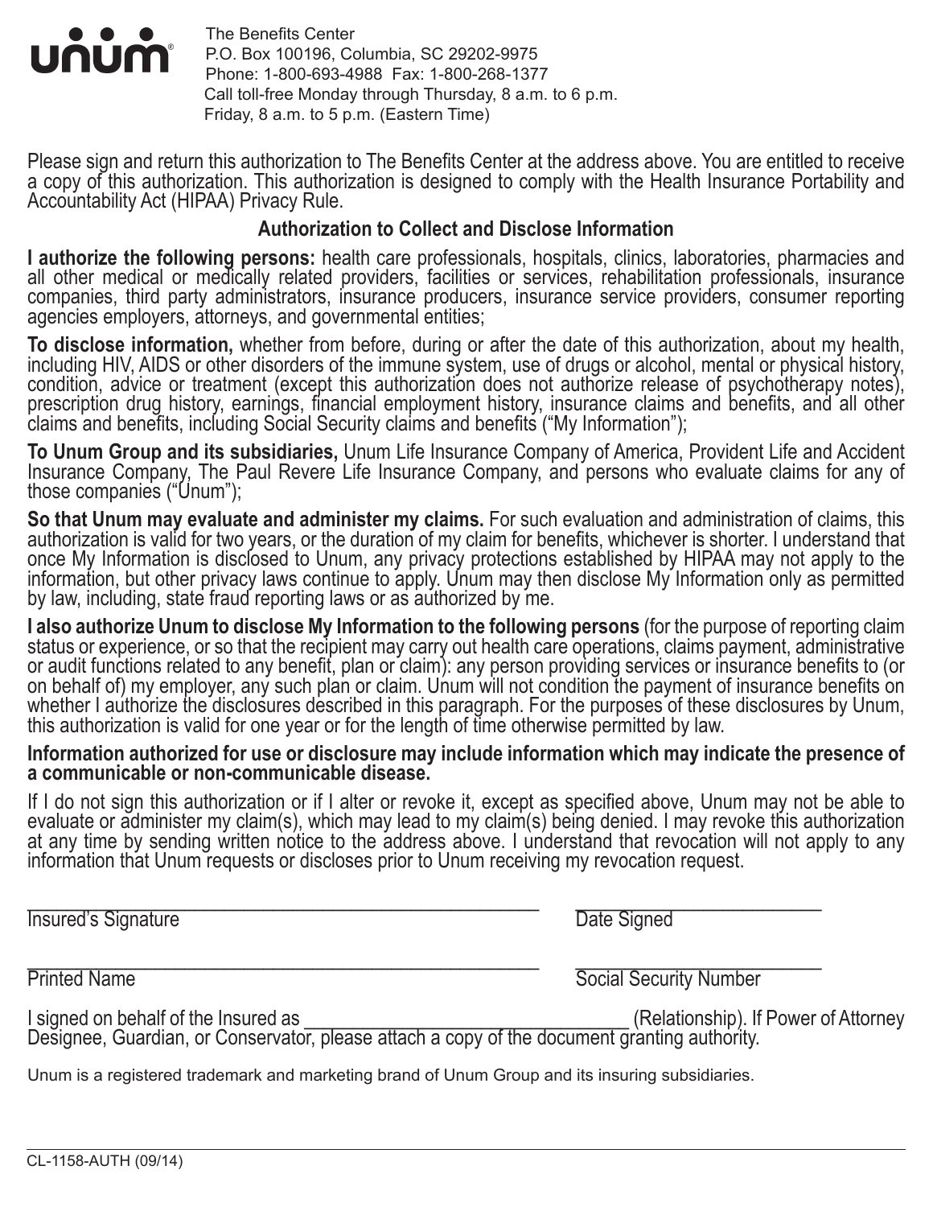unum®

The Benefits Center
P.O. Box 100196, Columbia, SC 29202-9975
Phone: 1-800-693-4988 Fax: 1-800-268-1377
Call toll-free Monday through Thursday, 8 a.m. to 6 p.m.
Friday, 8 a.m. to 5 p.m. (Eastern Time)

Please sign and return this authorization to The Benefits Center at the address above. You are entitled to receive a copy of this authorization. This authorization is designed to comply with the Health Insurance Portability and Accountability Act (HIPAA) Privacy Rule.

### Authorization to Collect and Disclose Information

**I authorize the following persons:** health care professionals, hospitals, clinics, laboratories, pharmacies and all other medical or medically related providers, facilities or services, rehabilitation professionals, insurance companies, third party administrators, insurance producers, insurance service providers, consumer reporting agencies employers, attorneys, and governmental entities;

**To disclose information,** whether from before, during or after the date of this authorization, about my health, including HIV, AIDS or other disorders of the immune system, use of drugs or alcohol, mental or physical history, condition, advice or treatment (except this authorization does not authorize release of psychotherapy notes), prescription drug history, earnings, financial employment history, insurance claims and benefits, and all other claims and benefits, including Social Security claims and benefits ("My Information");

**To Unum Group and its subsidiaries,** Unum Life Insurance Company of America, Provident Life and Accident Insurance Company, The Paul Revere Life Insurance Company, and persons who evaluate claims for any of those companies ("Unum");

**So that Unum may evaluate and administer my claims.** For such evaluation and administration of claims, this authorization is valid for two years, or the duration of my claim for benefits, whichever is shorter. I understand that once My Information is disclosed to Unum, any privacy protections established by HIPAA may not apply to the information, but other privacy laws continue to apply. Unum may then disclose My Information only as permitted by law, including, state fraud reporting laws or as authorized by me.

**I also authorize Unum to disclose My Information to the following persons** (for the purpose of reporting claim status or experience, or so that the recipient may carry out health care operations, claims payment, administrative or audit functions related to any benefit, plan or claim): any person providing services or insurance benefits to (or on behalf of) my employer, any such plan or claim. Unum will not condition the payment of insurance benefits on whether I authorize the disclosures described in this paragraph. For the purposes of these disclosures by Unum, this authorization is valid for one year or for the length of time otherwise permitted by law.

**Information authorized for use or disclosure may include information which may indicate the presence of a communicable or non-communicable disease.**

If I do not sign this authorization or if I alter or revoke it, except as specified above, Unum may not be able to evaluate or administer my claim(s), which may lead to my claim(s) being denied. I may revoke this authorization at any time by sending written notice to the address above. I understand that revocation will not apply to any information that Unum requests or discloses prior to Unum receiving my revocation request.

_______________________________________ _______________________
Insured's Signature Date Signed

_______________________________________ _______________________
Printed Name Social Security Number

I signed on behalf of the Insured as ______________________________ (Relationship). If Power of Attorney Designee, Guardian, or Conservator, please attach a copy of the document granting authority.

Unum is a registered trademark and marketing brand of Unum Group and its insuring subsidiaries.

CL-1158-AUTH (09/14)